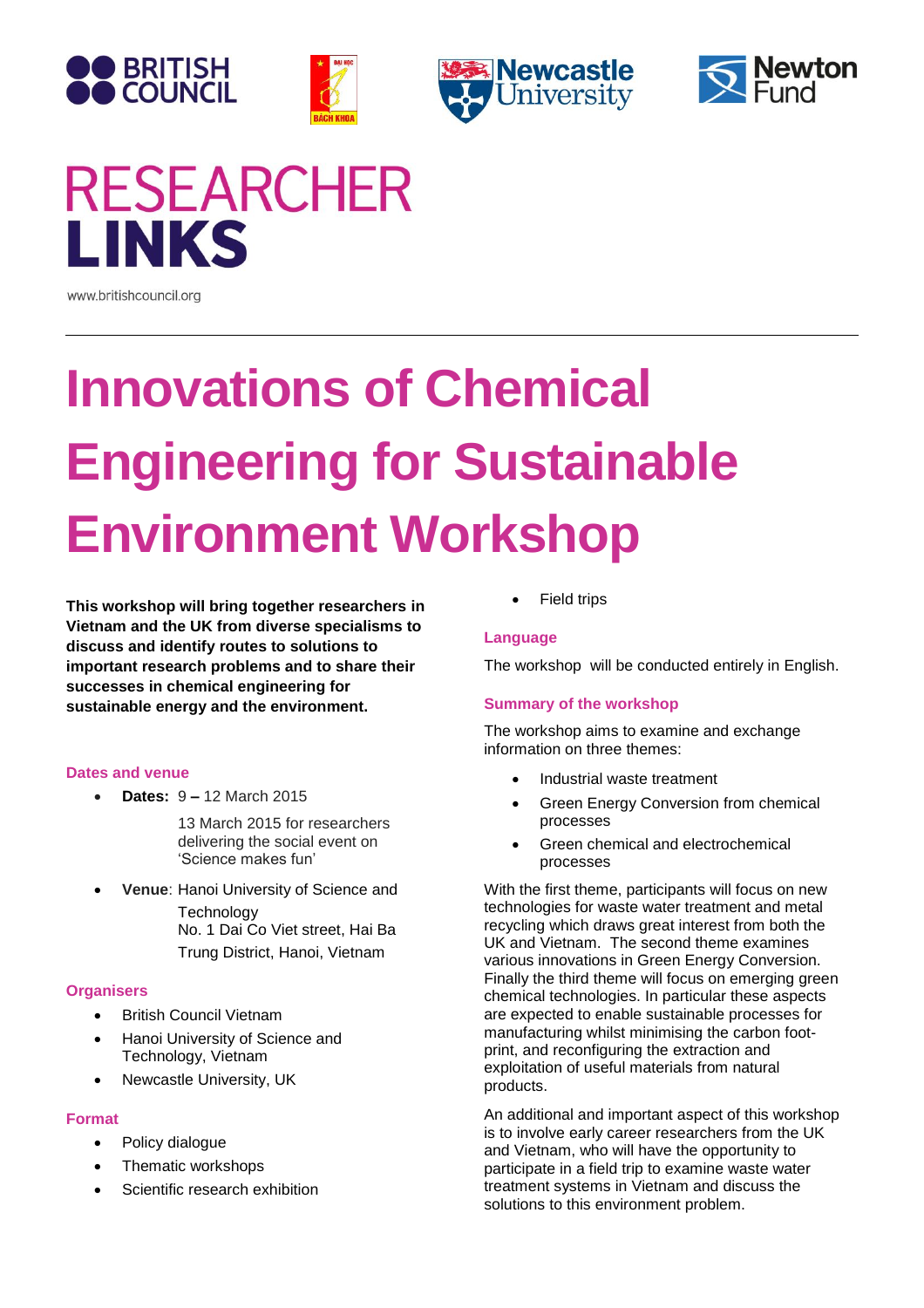# RESEARCHER LINKS

www.britishcouncil.org

---

# Innovations of Chemical Engineering for Sustainable Environment Workshop

**This workshop will bring together researchers in Vietnam and the UK from diverse specialisms to discuss and identify routes to solutions to important research problems and to share their successes in chemical engineering for sustainable energy and the environment.**

### Dates and venue

- **Dates:** 9 – 12 March 2015

  13 March 2015 for researchers delivering the social event on 'Science makes fun'

- **Venue**: Hanoi University of Science and Technology
  No. 1 Dai Co Viet street, Hai Ba Trung District, Hanoi, Vietnam

### Organisers

- British Council Vietnam
- Hanoi University of Science and Technology, Vietnam
- Newcastle University, UK

### Format

- Policy dialogue
- Thematic workshops
- Scientific research exhibition
- Field trips

### Language

The workshop will be conducted entirely in English.

### Summary of the workshop

The workshop aims to examine and exchange information on three themes:

- Industrial waste treatment
- Green Energy Conversion from chemical processes
- Green chemical and electrochemical processes

With the first theme, participants will focus on new technologies for waste water treatment and metal recycling which draws great interest from both the UK and Vietnam. The second theme examines various innovations in Green Energy Conversion. Finally the third theme will focus on emerging green chemical technologies. In particular these aspects are expected to enable sustainable processes for manufacturing whilst minimising the carbon foot-print, and reconfiguring the extraction and exploitation of useful materials from natural products.

An additional and important aspect of this workshop is to involve early career researchers from the UK and Vietnam, who will have the opportunity to participate in a field trip to examine waste water treatment systems in Vietnam and discuss the solutions to this environment problem.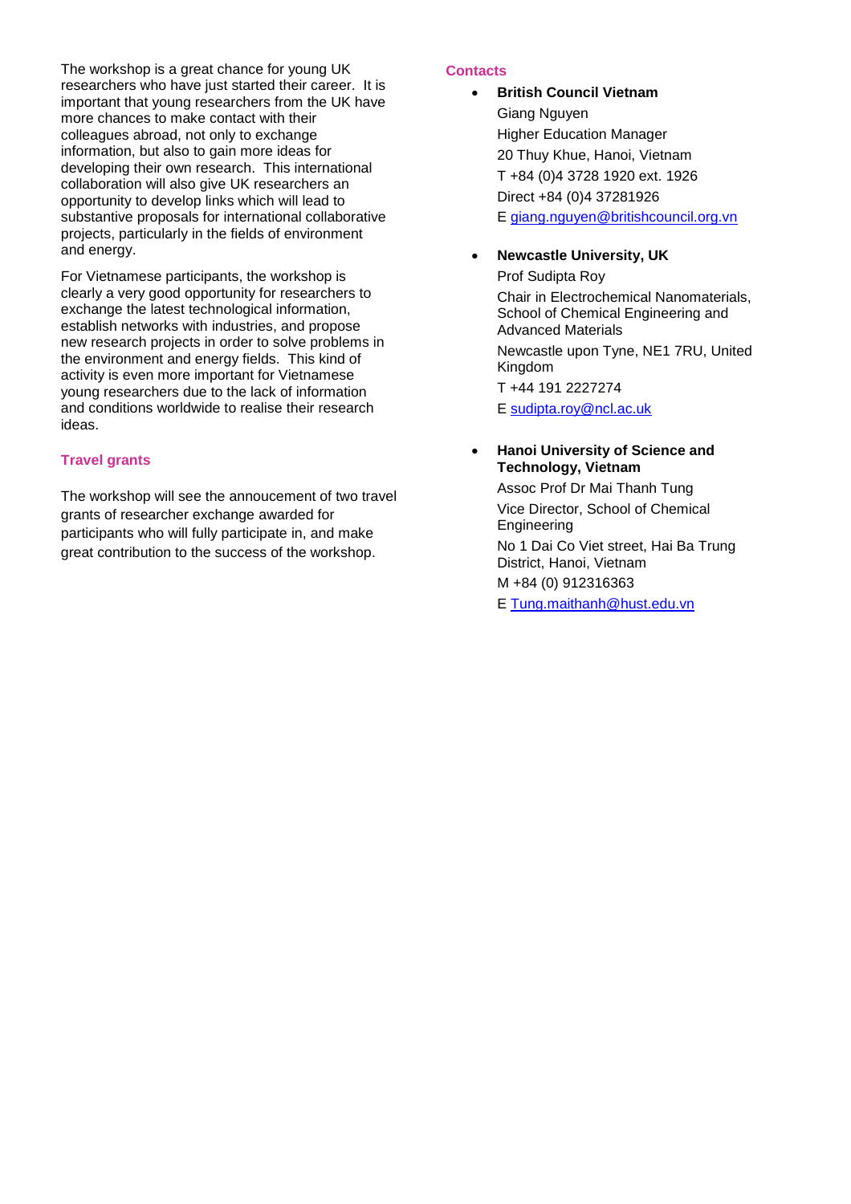The workshop is a great chance for young UK researchers who have just started their career. It is important that young researchers from the UK have more chances to make contact with their colleagues abroad, not only to exchange information, but also to gain more ideas for developing their own research. This international collaboration will also give UK researchers an opportunity to develop links which will lead to substantive proposals for international collaborative projects, particularly in the fields of environment and energy.

For Vietnamese participants, the workshop is clearly a very good opportunity for researchers to exchange the latest technological information, establish networks with industries, and propose new research projects in order to solve problems in the environment and energy fields. This kind of activity is even more important for Vietnamese young researchers due to the lack of information and conditions worldwide to realise their research ideas.

## Travel grants

The workshop will see the annoucement of two travel grants of researcher exchange awarded for participants who will fully participate in, and make great contribution to the success of the workshop.

## Contacts

- **British Council Vietnam**
  Giang Nguyen
  Higher Education Manager
  20 Thuy Khue, Hanoi, Vietnam
  T +84 (0)4 3728 1920 ext. 1926
  Direct +84 (0)4 37281926
  E giang.nguyen@britishcouncil.org.vn

- **Newcastle University, UK**
  Prof Sudipta Roy
  Chair in Electrochemical Nanomaterials, School of Chemical Engineering and Advanced Materials
  Newcastle upon Tyne, NE1 7RU, United Kingdom
  T +44 191 2227274
  E sudipta.roy@ncl.ac.uk

- **Hanoi University of Science and Technology, Vietnam**
  Assoc Prof Dr Mai Thanh Tung
  Vice Director, School of Chemical Engineering
  No 1 Dai Co Viet street, Hai Ba Trung District, Hanoi, Vietnam
  M +84 (0) 912316363
  E Tung.maithanh@hust.edu.vn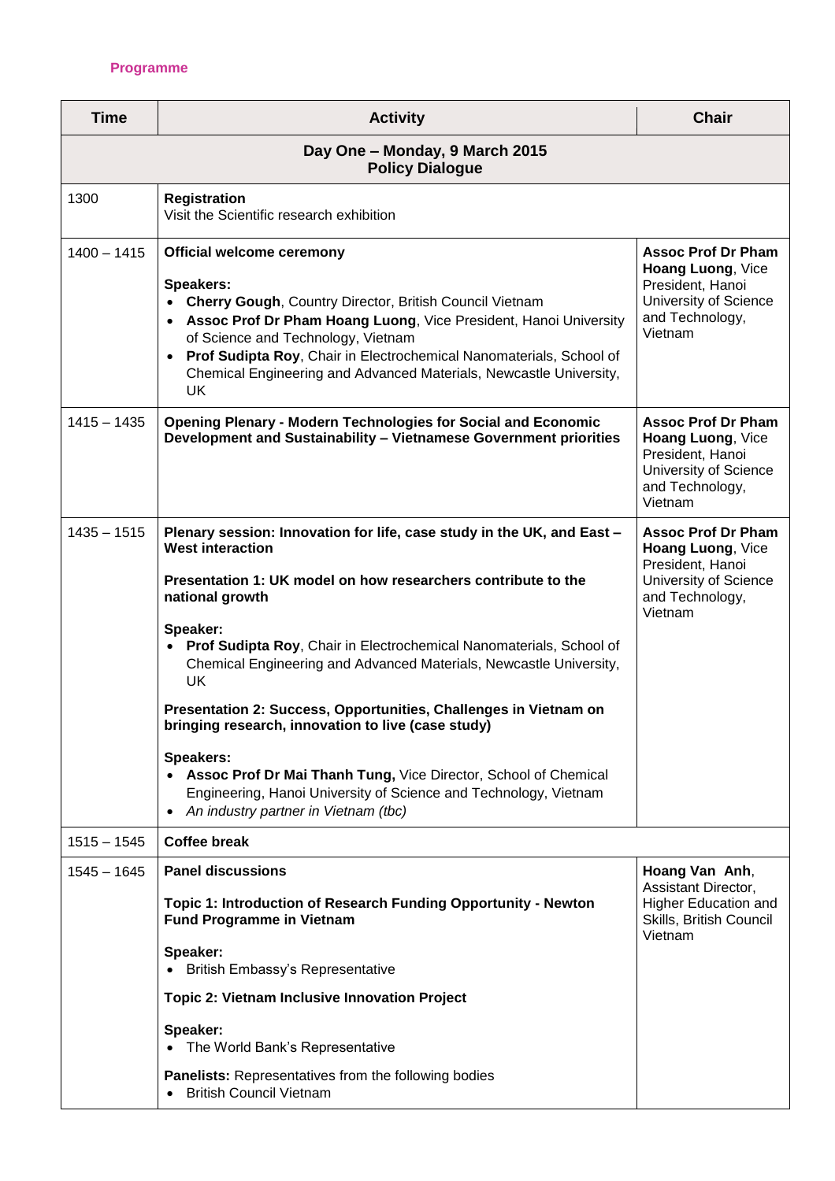**Programme**

| Time | Activity | Chair |
|---|---|---|
| **Day One – Monday, 9 March 2015 Policy Dialogue** | | |
| 1300 | **Registration**<br>Visit the Scientific research exhibition | |
| 1400 – 1415 | **Official welcome ceremony**<br><br>**Speakers:**<br>• **Cherry Gough**, Country Director, British Council Vietnam<br>• **Assoc Prof Dr Pham Hoang Luong**, Vice President, Hanoi University of Science and Technology, Vietnam<br>• **Prof Sudipta Roy**, Chair in Electrochemical Nanomaterials, School of Chemical Engineering and Advanced Materials, Newcastle University, UK | **Assoc Prof Dr Pham Hoang Luong**, Vice President, Hanoi University of Science and Technology, Vietnam |
| 1415 – 1435 | **Opening Plenary - Modern Technologies for Social and Economic Development and Sustainability – Vietnamese Government priorities** | **Assoc Prof Dr Pham Hoang Luong**, Vice President, Hanoi University of Science and Technology, Vietnam |
| 1435 – 1515 | **Plenary session: Innovation for life, case study in the UK, and East – West interaction**<br><br>**Presentation 1: UK model on how researchers contribute to the national growth**<br><br>**Speaker:**<br>• **Prof Sudipta Roy**, Chair in Electrochemical Nanomaterials, School of Chemical Engineering and Advanced Materials, Newcastle University, UK<br><br>**Presentation 2: Success, Opportunities, Challenges in Vietnam on bringing research, innovation to live (case study)**<br><br>**Speakers:**<br>• **Assoc Prof Dr Mai Thanh Tung,** Vice Director, School of Chemical Engineering, Hanoi University of Science and Technology, Vietnam<br>• *An industry partner in Vietnam (tbc)* | **Assoc Prof Dr Pham Hoang Luong**, Vice President, Hanoi University of Science and Technology, Vietnam |
| 1515 – 1545 | **Coffee break** | |
| 1545 – 1645 | **Panel discussions**<br><br>**Topic 1: Introduction of Research Funding Opportunity - Newton Fund Programme in Vietnam**<br><br>**Speaker:**<br>• British Embassy's Representative<br><br>**Topic 2: Vietnam Inclusive Innovation Project**<br><br>**Speaker:**<br>• The World Bank's Representative<br><br>**Panelists:** Representatives from the following bodies<br>• British Council Vietnam | **Hoang Van Anh**, Assistant Director, Higher Education and Skills, British Council Vietnam |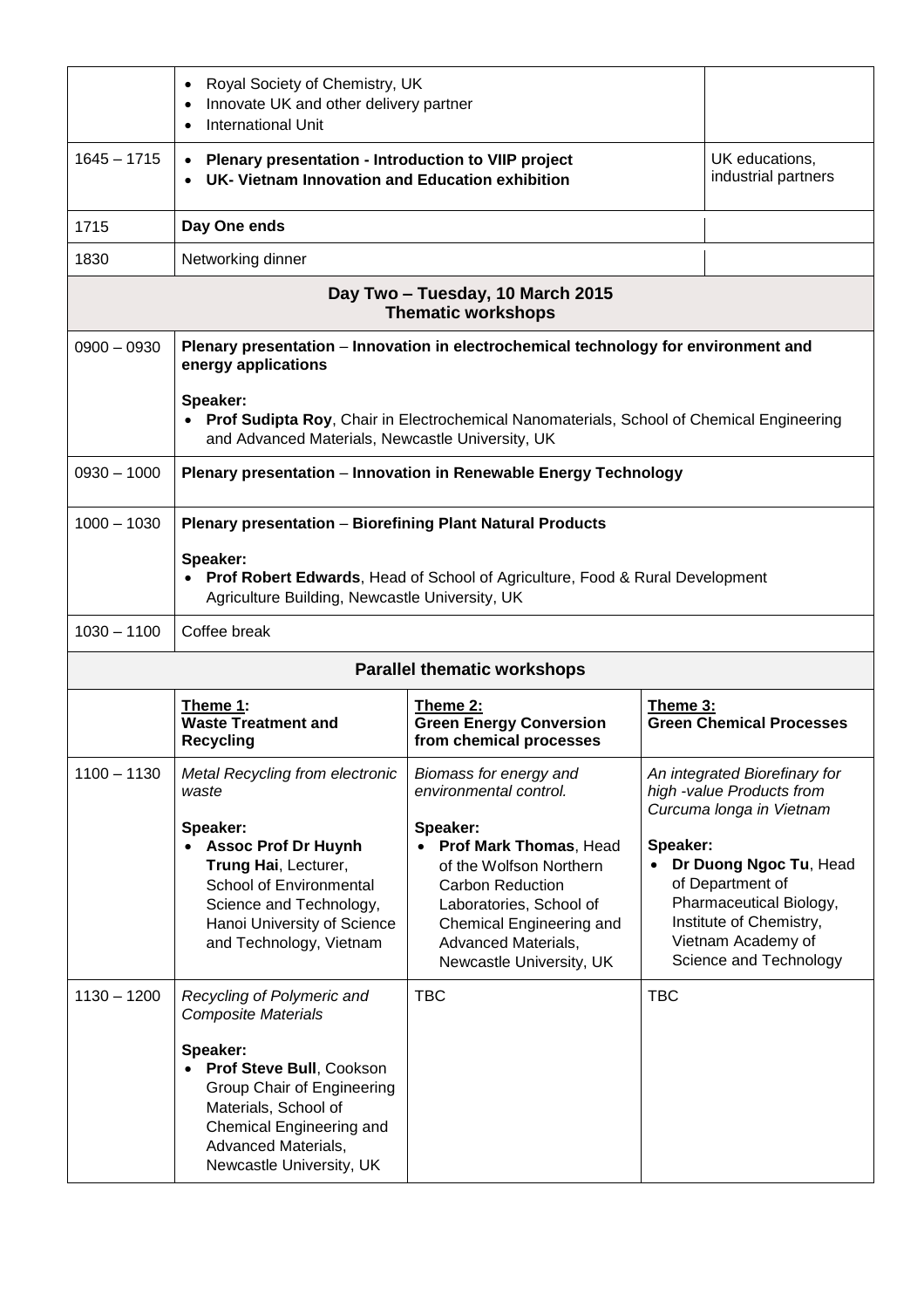| | | | |
|---|---|---|---|
| | • Royal Society of Chemistry, UK<br>• Innovate UK and other delivery partner<br>• International Unit | | |
| 1645 – 1715 | • **Plenary presentation - Introduction to VIIP project**<br>• **UK- Vietnam Innovation and Education exhibition** | | UK educations, industrial partners |
| 1715 | **Day One ends** | | |
| 1830 | Networking dinner | | |
| | **Day Two – Tuesday, 10 March 2015**<br>**Thematic workshops** | | |
| 0900 – 0930 | **Plenary presentation** – **Innovation in electrochemical technology for environment and energy applications**<br><br>**Speaker:**<br>• **Prof Sudipta Roy**, Chair in Electrochemical Nanomaterials, School of Chemical Engineering and Advanced Materials, Newcastle University, UK | | |
| 0930 – 1000 | **Plenary presentation** – **Innovation in Renewable Energy Technology** | | |
| 1000 – 1030 | **Plenary presentation** – **Biorefining Plant Natural Products**<br><br>**Speaker:**<br>• **Prof Robert Edwards**, Head of School of Agriculture, Food & Rural Development Agriculture Building, Newcastle University, UK | | |
| 1030 – 1100 | Coffee break | | |
| | **Parallel thematic workshops** | | |
| | **Theme 1:**<br>**Waste Treatment and Recycling** | **Theme 2:**<br>**Green Energy Conversion from chemical processes** | **Theme 3:**<br>**Green Chemical Processes** |
| 1100 – 1130 | *Metal Recycling from electronic waste*<br><br>**Speaker:**<br>• **Assoc Prof Dr Huynh Trung Hai**, Lecturer, School of Environmental Science and Technology, Hanoi University of Science and Technology, Vietnam | *Biomass for energy and environmental control.*<br><br>**Speaker:**<br>• **Prof Mark Thomas**, Head of the Wolfson Northern Carbon Reduction Laboratories, School of Chemical Engineering and Advanced Materials, Newcastle University, UK | *An integrated Biorefinary for high -value Products from Curcuma longa in Vietnam*<br><br>**Speaker:**<br>• **Dr Duong Ngoc Tu**, Head of Department of Pharmaceutical Biology, Institute of Chemistry, Vietnam Academy of Science and Technology |
| 1130 – 1200 | *Recycling of Polymeric and Composite Materials*<br><br>**Speaker:**<br>• **Prof Steve Bull**, Cookson Group Chair of Engineering Materials, School of Chemical Engineering and Advanced Materials, Newcastle University, UK | TBC | TBC |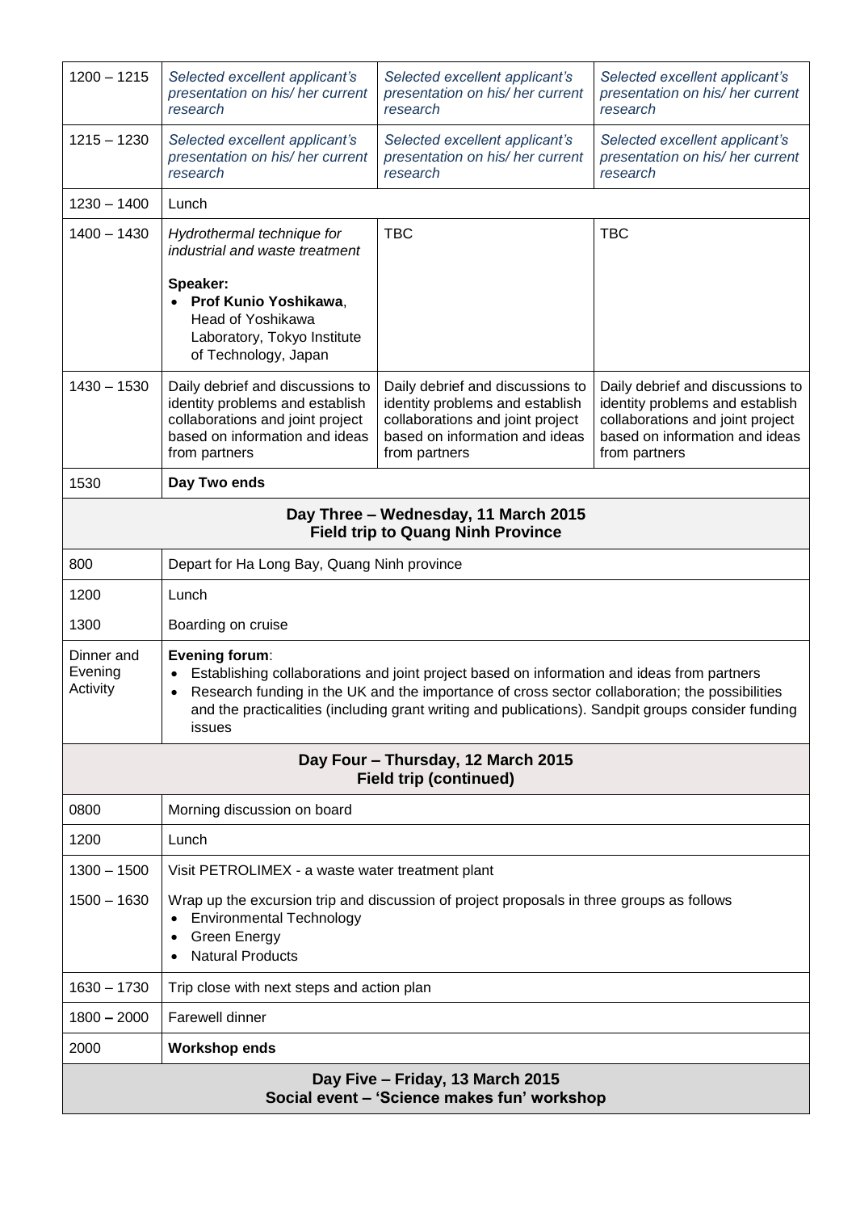| | | | |
|---|---|---|---|
| 1200 – 1215 | *Selected excellent applicant's presentation on his/ her current research* | *Selected excellent applicant's presentation on his/ her current research* | *Selected excellent applicant's presentation on his/ her current research* |
| 1215 – 1230 | *Selected excellent applicant's presentation on his/ her current research* | *Selected excellent applicant's presentation on his/ her current research* | *Selected excellent applicant's presentation on his/ her current research* |
| 1230 – 1400 | Lunch | | |
| 1400 – 1430 | *Hydrothermal technique for industrial and waste treatment*<br><br>**Speaker:**<br>• **Prof Kunio Yoshikawa**, Head of Yoshikawa Laboratory, Tokyo Institute of Technology, Japan | TBC | TBC |
| 1430 – 1530 | Daily debrief and discussions to identity problems and establish collaborations and joint project based on information and ideas from partners | Daily debrief and discussions to identity problems and establish collaborations and joint project based on information and ideas from partners | Daily debrief and discussions to identity problems and establish collaborations and joint project based on information and ideas from partners |
| 1530 | **Day Two ends** | | |
| **Day Three – Wednesday, 11 March 2015<br>Field trip to Quang Ninh Province** | | | |
| 800 | Depart for Ha Long Bay, Quang Ninh province | | |
| 1200<br><br>1300 | Lunch<br><br>Boarding on cruise | | |
| Dinner and Evening Activity | **Evening forum**:<br>• Establishing collaborations and joint project based on information and ideas from partners<br>• Research funding in the UK and the importance of cross sector collaboration; the possibilities and the practicalities (including grant writing and publications). Sandpit groups consider funding issues | | |
| **Day Four – Thursday, 12 March 2015<br>Field trip (continued)** | | | |
| 0800 | Morning discussion on board | | |
| 1200 | Lunch | | |
| 1300 – 1500<br><br>1500 – 1630 | Visit PETROLIMEX - a waste water treatment plant<br><br>Wrap up the excursion trip and discussion of project proposals in three groups as follows<br>• Environmental Technology<br>• Green Energy<br>• Natural Products | | |
| 1630 – 1730 | Trip close with next steps and action plan | | |
| 1800 – 2000 | Farewell dinner | | |
| 2000 | **Workshop ends** | | |
| **Day Five – Friday, 13 March 2015<br>Social event – 'Science makes fun' workshop** | | | |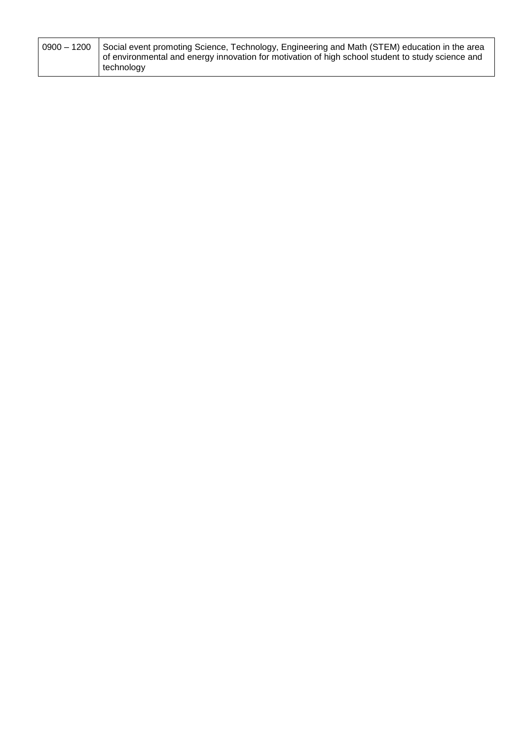| | |
|---|---|
| 0900 – 1200 | Social event promoting Science, Technology, Engineering and Math (STEM) education in the area of environmental and energy innovation for motivation of high school student to study science and technology |